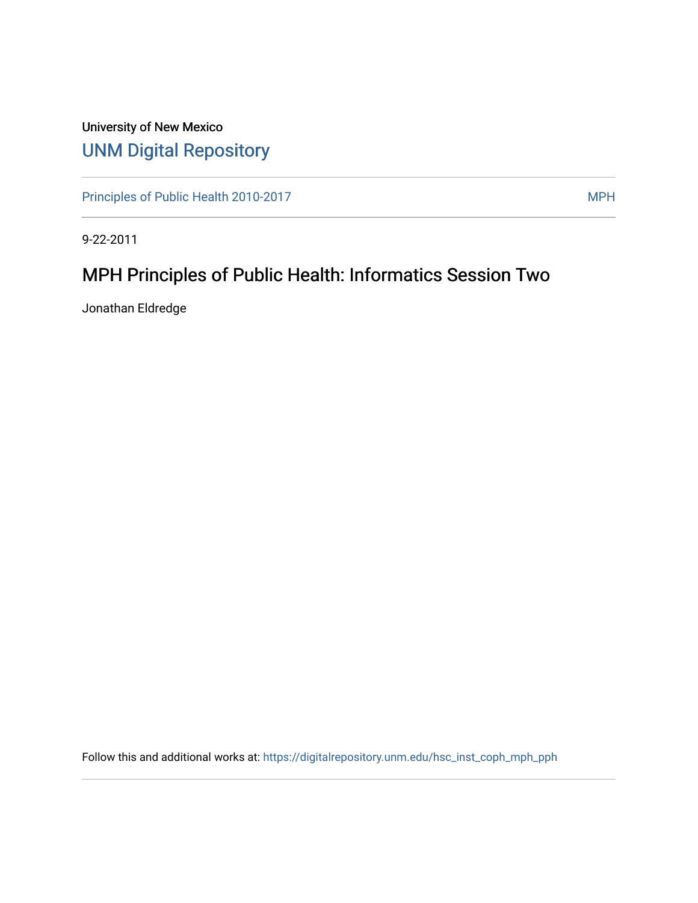University of New Mexico

# UNM Digital Repository

Principles of Public Health 2010-2017 | MPH

9-22-2011

## MPH Principles of Public Health: Informatics Session Two

Jonathan Eldredge

Follow this and additional works at: https://digitalrepository.unm.edu/hsc_inst_coph_mph_pph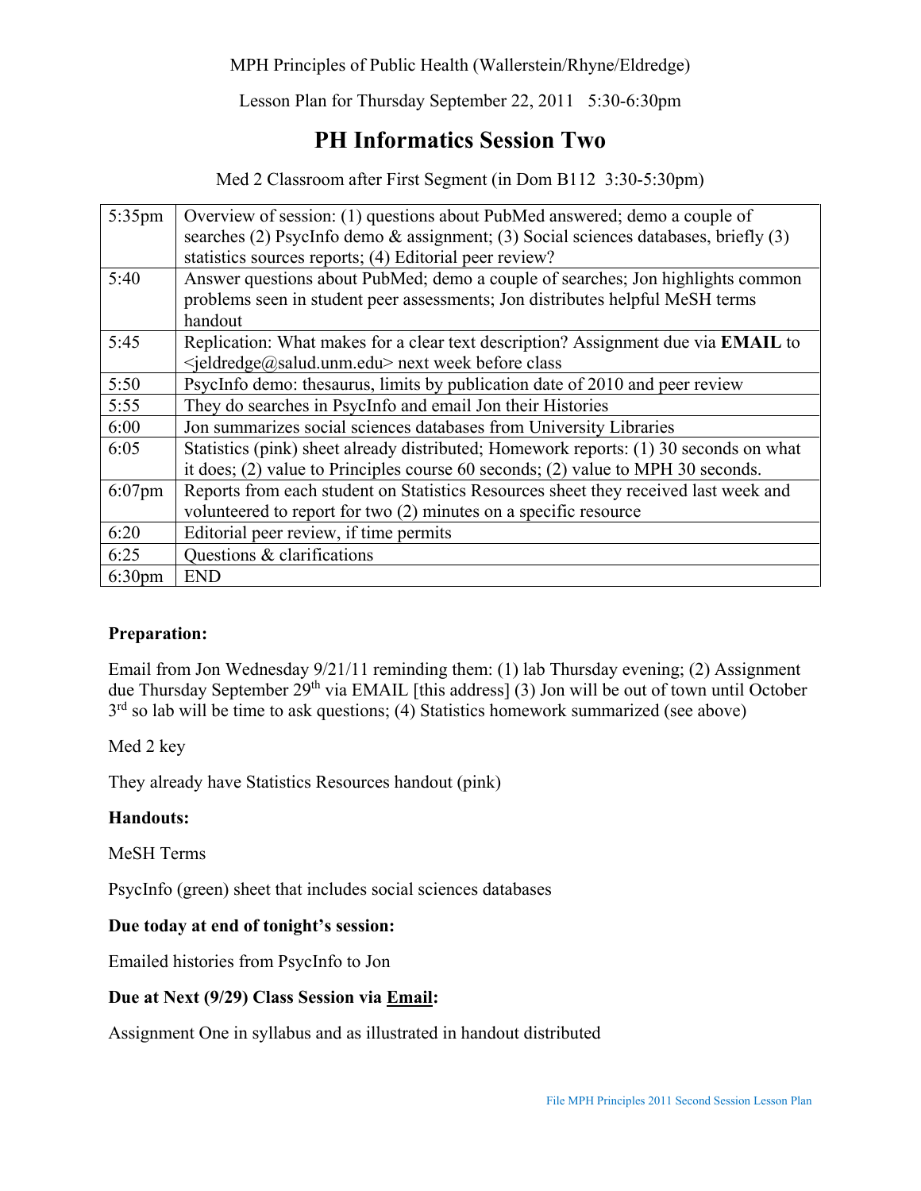MPH Principles of Public Health (Wallerstein/Rhyne/Eldredge)

Lesson Plan for Thursday September 22, 2011 5:30-6:30pm

# PH Informatics Session Two

Med 2 Classroom after First Segment (in Dom B112 3:30-5:30pm)

| | |
|---|---|
| 5:35pm | Overview of session: (1) questions about PubMed answered; demo a couple of searches (2) PsycInfo demo & assignment; (3) Social sciences databases, briefly (3) statistics sources reports; (4) Editorial peer review? |
| 5:40 | Answer questions about PubMed; demo a couple of searches; Jon highlights common problems seen in student peer assessments; Jon distributes helpful MeSH terms handout |
| 5:45 | Replication: What makes for a clear text description? Assignment due via **EMAIL** to <jeldredge@salud.unm.edu> next week before class |
| 5:50 | PsycInfo demo: thesaurus, limits by publication date of 2010 and peer review |
| 5:55 | They do searches in PsycInfo and email Jon their Histories |
| 6:00 | Jon summarizes social sciences databases from University Libraries |
| 6:05 | Statistics (pink) sheet already distributed; Homework reports: (1) 30 seconds on what it does; (2) value to Principles course 60 seconds; (2) value to MPH 30 seconds. |
| 6:07pm | Reports from each student on Statistics Resources sheet they received last week and volunteered to report for two (2) minutes on a specific resource |
| 6:20 | Editorial peer review, if time permits |
| 6:25 | Questions & clarifications |
| 6:30pm | END |

**Preparation:**

Email from Jon Wednesday 9/21/11 reminding them: (1) lab Thursday evening; (2) Assignment due Thursday September 29th via EMAIL [this address] (3) Jon will be out of town until October 3rd so lab will be time to ask questions; (4) Statistics homework summarized (see above)

Med 2 key

They already have Statistics Resources handout (pink)

**Handouts:**

MeSH Terms

PsycInfo (green) sheet that includes social sciences databases

**Due today at end of tonight's session:**

Emailed histories from PsycInfo to Jon

**Due at Next (9/29) Class Session via Email:**

Assignment One in syllabus and as illustrated in handout distributed